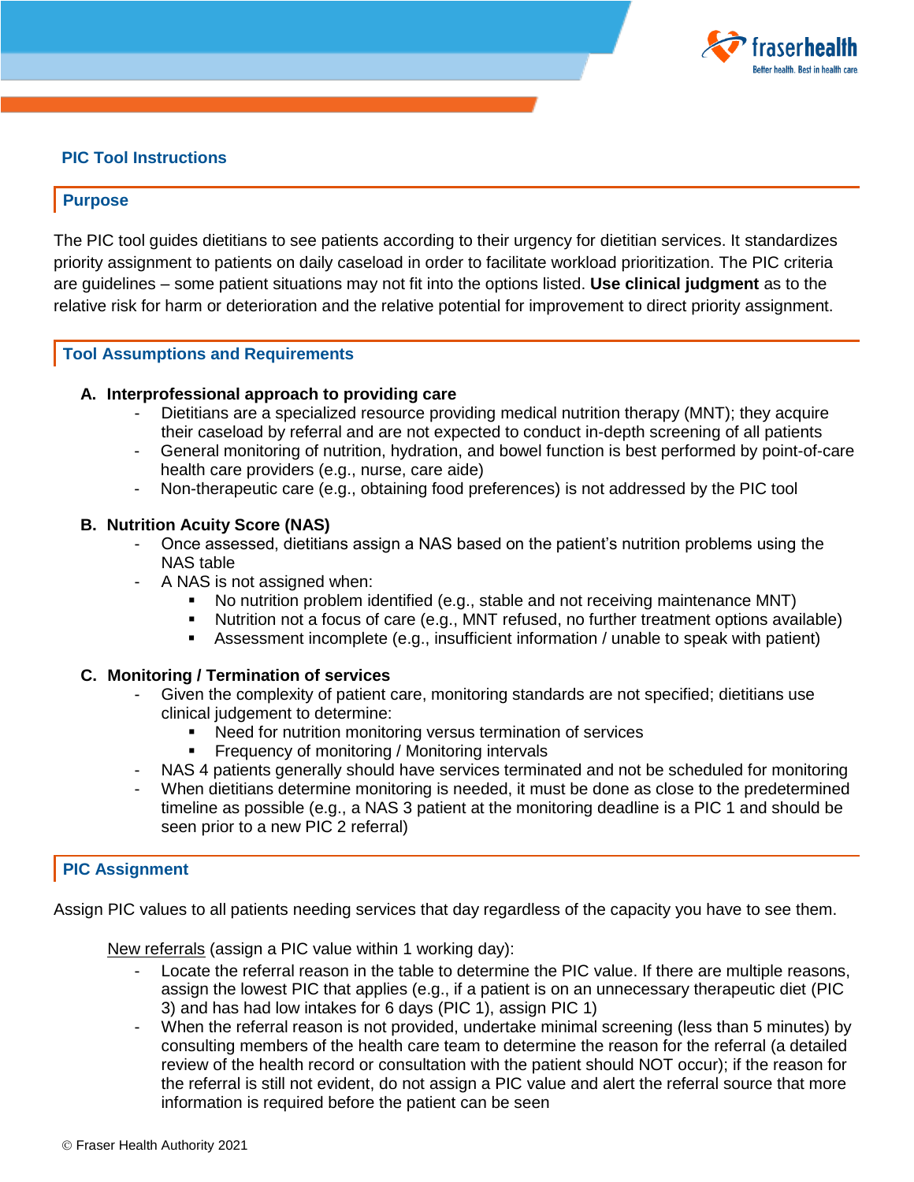# PIC Tool Instructions

## Purpose

The PIC tool guides dietitians to see patients according to their urgency for dietitian services. It standardizes priority assignment to patients on daily caseload in order to facilitate workload prioritization. The PIC criteria are guidelines – some patient situations may not fit into the options listed. **Use clinical judgment** as to the relative risk for harm or deterioration and the relative potential for improvement to direct priority assignment.

## Tool Assumptions and Requirements

**A. Interprofessional approach to providing care**

- Dietitians are a specialized resource providing medical nutrition therapy (MNT); they acquire their caseload by referral and are not expected to conduct in-depth screening of all patients
- General monitoring of nutrition, hydration, and bowel function is best performed by point-of-care health care providers (e.g., nurse, care aide)
- Non-therapeutic care (e.g., obtaining food preferences) is not addressed by the PIC tool

**B. Nutrition Acuity Score (NAS)**

- Once assessed, dietitians assign a NAS based on the patient's nutrition problems using the NAS table
- A NAS is not assigned when:
  - No nutrition problem identified (e.g., stable and not receiving maintenance MNT)
  - Nutrition not a focus of care (e.g., MNT refused, no further treatment options available)
  - Assessment incomplete (e.g., insufficient information / unable to speak with patient)

**C. Monitoring / Termination of services**

- Given the complexity of patient care, monitoring standards are not specified; dietitians use clinical judgement to determine:
  - Need for nutrition monitoring versus termination of services
  - Frequency of monitoring / Monitoring intervals
- NAS 4 patients generally should have services terminated and not be scheduled for monitoring
- When dietitians determine monitoring is needed, it must be done as close to the predetermined timeline as possible (e.g., a NAS 3 patient at the monitoring deadline is a PIC 1 and should be seen prior to a new PIC 2 referral)

## PIC Assignment

Assign PIC values to all patients needing services that day regardless of the capacity you have to see them.

New referrals (assign a PIC value within 1 working day):

- Locate the referral reason in the table to determine the PIC value. If there are multiple reasons, assign the lowest PIC that applies (e.g., if a patient is on an unnecessary therapeutic diet (PIC 3) and has had low intakes for 6 days (PIC 1), assign PIC 1)
- When the referral reason is not provided, undertake minimal screening (less than 5 minutes) by consulting members of the health care team to determine the reason for the referral (a detailed review of the health record or consultation with the patient should NOT occur); if the reason for the referral is still not evident, do not assign a PIC value and alert the referral source that more information is required before the patient can be seen

© Fraser Health Authority 2021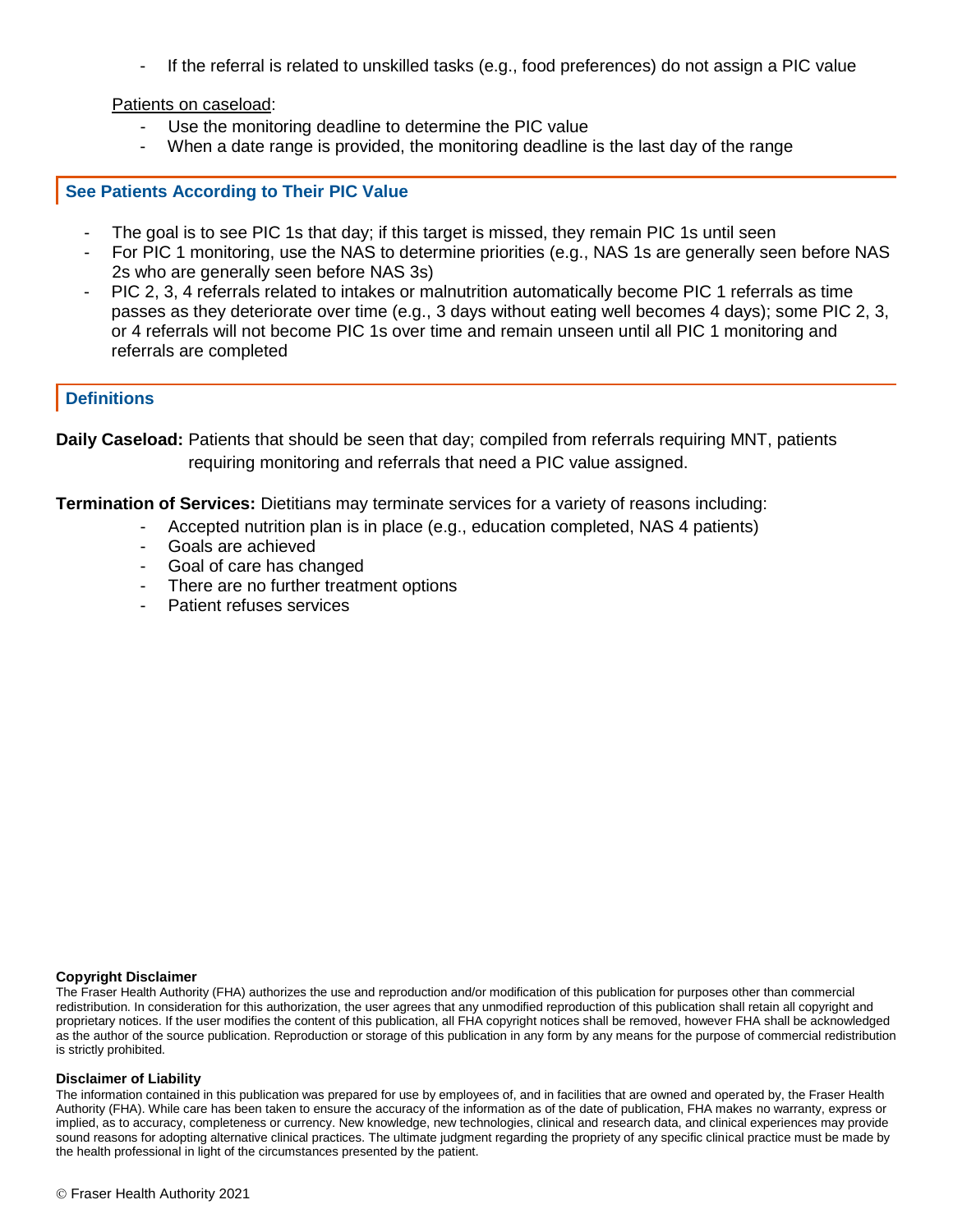- If the referral is related to unskilled tasks (e.g., food preferences) do not assign a PIC value

Patients on caseload:

- Use the monitoring deadline to determine the PIC value
- When a date range is provided, the monitoring deadline is the last day of the range

## See Patients According to Their PIC Value

- The goal is to see PIC 1s that day; if this target is missed, they remain PIC 1s until seen
- For PIC 1 monitoring, use the NAS to determine priorities (e.g., NAS 1s are generally seen before NAS 2s who are generally seen before NAS 3s)
- PIC 2, 3, 4 referrals related to intakes or malnutrition automatically become PIC 1 referrals as time passes as they deteriorate over time (e.g., 3 days without eating well becomes 4 days); some PIC 2, 3, or 4 referrals will not become PIC 1s over time and remain unseen until all PIC 1 monitoring and referrals are completed

## Definitions

**Daily Caseload:** Patients that should be seen that day; compiled from referrals requiring MNT, patients requiring monitoring and referrals that need a PIC value assigned.

**Termination of Services:** Dietitians may terminate services for a variety of reasons including:

- Accepted nutrition plan is in place (e.g., education completed, NAS 4 patients)
- Goals are achieved
- Goal of care has changed
- There are no further treatment options
- Patient refuses services

**Copyright Disclaimer**

The Fraser Health Authority (FHA) authorizes the use and reproduction and/or modification of this publication for purposes other than commercial redistribution. In consideration for this authorization, the user agrees that any unmodified reproduction of this publication shall retain all copyright and proprietary notices. If the user modifies the content of this publication, all FHA copyright notices shall be removed, however FHA shall be acknowledged as the author of the source publication. Reproduction or storage of this publication in any form by any means for the purpose of commercial redistribution is strictly prohibited.

**Disclaimer of Liability**

The information contained in this publication was prepared for use by employees of, and in facilities that are owned and operated by, the Fraser Health Authority (FHA). While care has been taken to ensure the accuracy of the information as of the date of publication, FHA makes no warranty, express or implied, as to accuracy, completeness or currency. New knowledge, new technologies, clinical and research data, and clinical experiences may provide sound reasons for adopting alternative clinical practices. The ultimate judgment regarding the propriety of any specific clinical practice must be made by the health professional in light of the circumstances presented by the patient.

© Fraser Health Authority 2021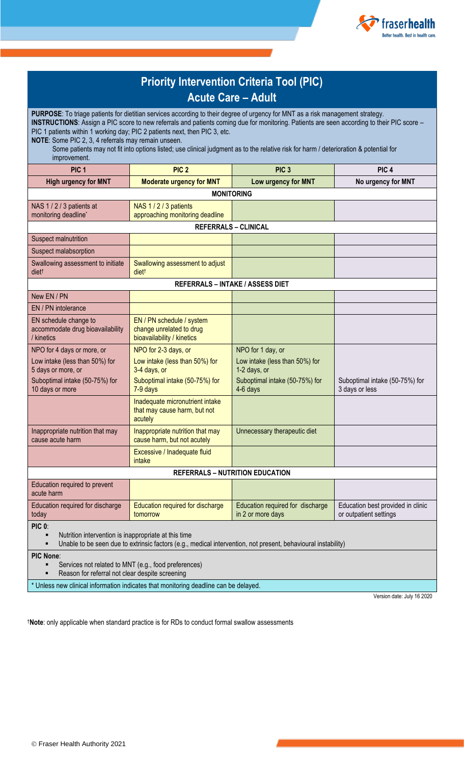# Priority Intervention Criteria Tool (PIC)
## Acute Care – Adult

**PURPOSE**: To triage patients for dietitian services according to their degree of urgency for MNT as a risk management strategy.
**INSTRUCTIONS**: Assign a PIC score to new referrals and patients coming due for monitoring. Patients are seen according to their PIC score – PIC 1 patients within 1 working day; PIC 2 patients next, then PIC 3, etc.
**NOTE**: Some PIC 2, 3, 4 referrals may remain unseen.
Some patients may not fit into options listed; use clinical judgment as to the relative risk for harm / deterioration & potential for improvement.

| PIC 1 | PIC 2 | PIC 3 | PIC 4 |
|---|---|---|---|
| **High urgency for MNT** | **Moderate urgency for MNT** | **Low urgency for MNT** | **No urgency for MNT** |
| **MONITORING** | | | |
| NAS 1 / 2 / 3 patients at monitoring deadline* | NAS 1 / 2 / 3 patients approaching monitoring deadline | | |
| **REFERRALS – CLINICAL** | | | |
| Suspect malnutrition | | | |
| Suspect malabsorption | | | |
| Swallowing assessment to initiate diet† | Swallowing assessment to adjust diet† | | |
| **REFERRALS – INTAKE / ASSESS DIET** | | | |
| New EN / PN | | | |
| EN / PN intolerance | | | |
| EN schedule change to accommodate drug bioavailability / kinetics | EN / PN schedule / system change unrelated to drug bioavailability / kinetics | | |
| NPO for 4 days or more, or<br>Low intake (less than 50%) for 5 days or more, or<br>Suboptimal intake (50-75%) for 10 days or more | NPO for 2-3 days, or<br>Low intake (less than 50%) for 3-4 days, or<br>Suboptimal intake (50-75%) for 7-9 days | NPO for 1 day, or<br>Low intake (less than 50%) for 1-2 days, or<br>Suboptimal intake (50-75%) for 4-6 days | Suboptimal intake (50-75%) for 3 days or less |
| | Inadequate micronutrient intake that may cause harm, but not acutely | | |
| Inappropriate nutrition that may cause acute harm | Inappropriate nutrition that may cause harm, but not acutely | Unnecessary therapeutic diet | |
| | Excessive / Inadequate fluid intake | | |
| **REFERRALS – NUTRITION EDUCATION** | | | |
| Education required to prevent acute harm | | | |
| Education required for discharge today | Education required for discharge tomorrow | Education required for discharge in 2 or more days | Education best provided in clinic or outpatient settings |

**PIC 0**:
- Nutrition intervention is inappropriate at this time
- Unable to be seen due to extrinsic factors (e.g., medical intervention, not present, behavioural instability)

**PIC None**:
- Services not related to MNT (e.g., food preferences)
- Reason for referral not clear despite screening

\* Unless new clinical information indicates that monitoring deadline can be delayed.

Version date: July 16 2020

†**Note**: only applicable when standard practice is for RDs to conduct formal swallow assessments

© Fraser Health Authority 2021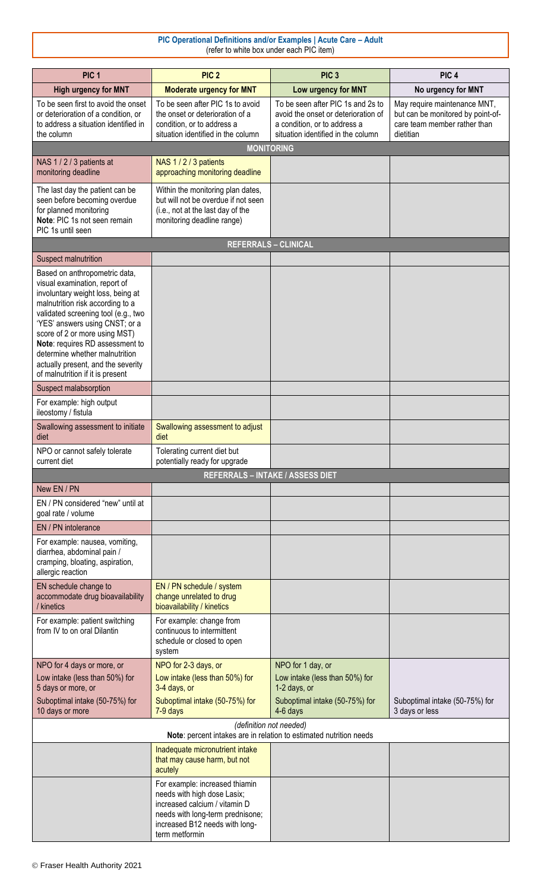**PIC Operational Definitions and/or Examples | Acute Care – Adult**
(refer to white box under each PIC item)

| PIC 1 | PIC 2 | PIC 3 | PIC 4 |
|---|---|---|---|
| **High urgency for MNT** | **Moderate urgency for MNT** | **Low urgency for MNT** | **No urgency for MNT** |
| To be seen first to avoid the onset or deterioration of a condition, or to address a situation identified in the column | To be seen after PIC 1s to avoid the onset or deterioration of a condition, or to address a situation identified in the column | To be seen after PIC 1s and 2s to avoid the onset or deterioration of a condition, or to address a situation identified in the column | May require maintenance MNT, but can be monitored by point-of-care team member rather than dietitian |
| **MONITORING** | | | |
| NAS 1 / 2 / 3 patients at monitoring deadline | NAS 1 / 2 / 3 patients approaching monitoring deadline | | |
| The last day the patient can be seen before becoming overdue for planned monitoring **Note**: PIC 1s not seen remain PIC 1s until seen | Within the monitoring plan dates, but will not be overdue if not seen (i.e., not at the last day of the monitoring deadline range) | | |
| **REFERRALS – CLINICAL** | | | |
| Suspect malnutrition | | | |
| Based on anthropometric data, visual examination, report of involuntary weight loss, being at malnutrition risk according to a validated screening tool (e.g., two 'YES' answers using CNST; or a score of 2 or more using MST) **Note**: requires RD assessment to determine whether malnutrition actually present, and the severity of malnutrition if it is present | | | |
| Suspect malabsorption | | | |
| For example: high output ileostomy / fistula | | | |
| Swallowing assessment to initiate diet | Swallowing assessment to adjust diet | | |
| NPO or cannot safely tolerate current diet | Tolerating current diet but potentially ready for upgrade | | |
| **REFERRALS – INTAKE / ASSESS DIET** | | | |
| New EN / PN | | | |
| EN / PN considered "new" until at goal rate / volume | | | |
| EN / PN intolerance | | | |
| For example: nausea, vomiting, diarrhea, abdominal pain / cramping, bloating, aspiration, allergic reaction | | | |
| EN schedule change to accommodate drug bioavailability / kinetics | EN / PN schedule / system change unrelated to drug bioavailability / kinetics | | |
| For example: patient switching from IV to on oral Dilantin | For example: change from continuous to intermittent schedule or closed to open system | | |
| NPO for 4 days or more, or<br>Low intake (less than 50%) for 5 days or more, or<br>Suboptimal intake (50-75%) for 10 days or more | NPO for 2-3 days, or<br>Low intake (less than 50%) for 3-4 days, or<br>Suboptimal intake (50-75%) for 7-9 days | NPO for 1 day, or<br>Low intake (less than 50%) for 1-2 days, or<br>Suboptimal intake (50-75%) for 4-6 days | Suboptimal intake (50-75%) for 3 days or less |
| *(definition not needed)*<br>**Note**: percent intakes are in relation to estimated nutrition needs | | | |
| | Inadequate micronutrient intake that may cause harm, but not acutely | | |
| | For example: increased thiamin needs with high dose Lasix; increased calcium / vitamin D needs with long-term prednisone; increased B12 needs with long-term metformin | | |

© Fraser Health Authority 2021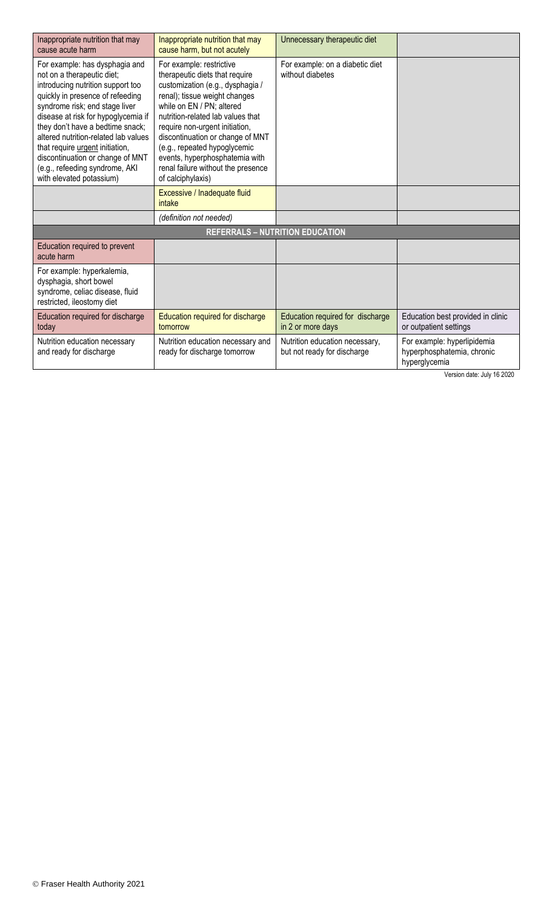| Inappropriate nutrition that may cause acute harm | Inappropriate nutrition that may cause harm, but not acutely | Unnecessary therapeutic diet | |
|---|---|---|---|
| For example: has dysphagia and not on a therapeutic diet; introducing nutrition support too quickly in presence of refeeding syndrome risk; end stage liver disease at risk for hypoglycemia if they don't have a bedtime snack; altered nutrition-related lab values that require urgent initiation, discontinuation or change of MNT (e.g., refeeding syndrome, AKI with elevated potassium) | For example: restrictive therapeutic diets that require customization (e.g., dysphagia / renal); tissue weight changes while on EN / PN; altered nutrition-related lab values that require non-urgent initiation, discontinuation or change of MNT (e.g., repeated hypoglycemic events, hyperphosphatemia with renal failure without the presence of calciphylaxis) | For example: on a diabetic diet without diabetes | |
| | Excessive / Inadequate fluid intake | | |
| | *(definition not needed)* | | |
| **REFERRALS – NUTRITION EDUCATION** | | | |
| Education required to prevent acute harm | | | |
| For example: hyperkalemia, dysphagia, short bowel syndrome, celiac disease, fluid restricted, ileostomy diet | | | |
| Education required for discharge today | Education required for discharge tomorrow | Education required for discharge in 2 or more days | Education best provided in clinic or outpatient settings |
| Nutrition education necessary and ready for discharge | Nutrition education necessary and ready for discharge tomorrow | Nutrition education necessary, but not ready for discharge | For example: hyperlipidemia hyperphosphatemia, chronic hyperglycemia |

Version date: July 16 2020

© Fraser Health Authority 2021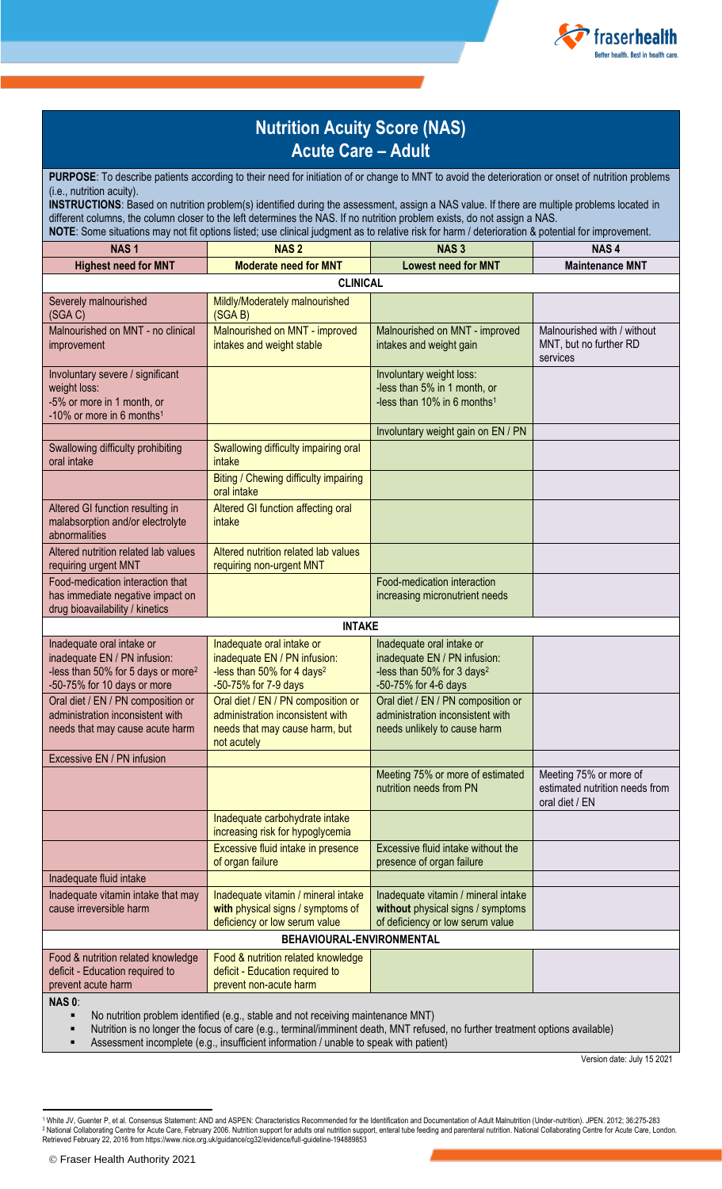# Nutrition Acuity Score (NAS)
## Acute Care – Adult

**PURPOSE**: To describe patients according to their need for initiation of or change to MNT to avoid the deterioration or onset of nutrition problems (i.e., nutrition acuity).

**INSTRUCTIONS**: Based on nutrition problem(s) identified during the assessment, assign a NAS value. If there are multiple problems located in different columns, the column closer to the left determines the NAS. If no nutrition problem exists, do not assign a NAS.

**NOTE**: Some situations may not fit options listed; use clinical judgment as to relative risk for harm / deterioration & potential for improvement.

| NAS 1 | NAS 2 | NAS 3 | NAS 4 |
|---|---|---|---|
| **Highest need for MNT** | **Moderate need for MNT** | **Lowest need for MNT** | **Maintenance MNT** |
| **CLINICAL** | | | |
| Severely malnourished (SGA C) | Mildly/Moderately malnourished (SGA B) | | |
| Malnourished on MNT - no clinical improvement | Malnourished on MNT - improved intakes and weight stable | Malnourished on MNT - improved intakes and weight gain | Malnourished with / without MNT, but no further RD services |
| Involuntary severe / significant weight loss: -5% or more in 1 month, or -10% or more in 6 months[1] | | Involuntary weight loss: -less than 5% in 1 month, or -less than 10% in 6 months[1] | |
| | | Involuntary weight gain on EN / PN | |
| Swallowing difficulty prohibiting oral intake | Swallowing difficulty impairing oral intake | | |
| | Biting / Chewing difficulty impairing oral intake | | |
| Altered GI function resulting in malabsorption and/or electrolyte abnormalities | Altered GI function affecting oral intake | | |
| Altered nutrition related lab values requiring urgent MNT | Altered nutrition related lab values requiring non-urgent MNT | | |
| Food-medication interaction that has immediate negative impact on drug bioavailability / kinetics | | Food-medication interaction increasing micronutrient needs | |
| **INTAKE** | | | |
| Inadequate oral intake or inadequate EN / PN infusion: -less than 50% for 5 days or more[2] -50-75% for 10 days or more | Inadequate oral intake or inadequate EN / PN infusion: -less than 50% for 4 days[2] -50-75% for 7-9 days | Inadequate oral intake or inadequate EN / PN infusion: -less than 50% for 3 days[2] -50-75% for 4-6 days | |
| Oral diet / EN / PN composition or administration inconsistent with needs that may cause acute harm | Oral diet / EN / PN composition or administration inconsistent with needs that may cause harm, but not acutely | Oral diet / EN / PN composition or administration inconsistent with needs unlikely to cause harm | |
| Excessive EN / PN infusion | | | |
| | | Meeting 75% or more of estimated nutrition needs from PN | Meeting 75% or more of estimated nutrition needs from oral diet / EN |
| | Inadequate carbohydrate intake increasing risk for hypoglycemia | | |
| | Excessive fluid intake in presence of organ failure | Excessive fluid intake without the presence of organ failure | |
| Inadequate fluid intake | | | |
| Inadequate vitamin intake that may cause irreversible harm | Inadequate vitamin / mineral intake **with** physical signs / symptoms of deficiency or low serum value | Inadequate vitamin / mineral intake **without** physical signs / symptoms of deficiency or low serum value | |
| **BEHAVIOURAL-ENVIRONMENTAL** | | | |
| Food & nutrition related knowledge deficit - Education required to prevent acute harm | Food & nutrition related knowledge deficit - Education required to prevent non-acute harm | | |

**NAS 0**:

- No nutrition problem identified (e.g., stable and not receiving maintenance MNT)
- Nutrition is no longer the focus of care (e.g., terminal/imminent death, MNT refused, no further treatment options available)
- Assessment incomplete (e.g., insufficient information / unable to speak with patient)

Version date: July 15 2021

[1] White JV, Guenter P, et al. Consensus Statement: AND and ASPEN: Characteristics Recommended for the Identification and Documentation of Adult Malnutrition (Under-nutrition). JPEN. 2012; 36:275-283

[2] National Collaborating Centre for Acute Care, February 2006. Nutrition support for adults oral nutrition support, enteral tube feeding and parenteral nutrition. National Collaborating Centre for Acute Care, London. Retrieved February 22, 2016 from https://www.nice.org.uk/guidance/cg32/evidence/full-guideline-194889853

© Fraser Health Authority 2021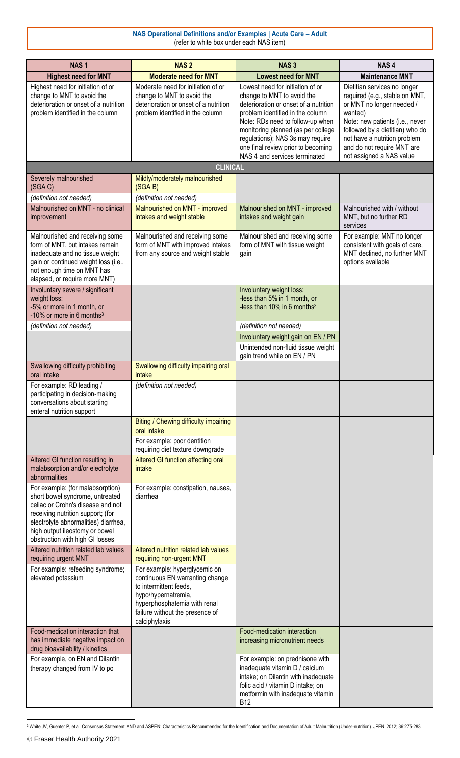**NAS Operational Definitions and/or Examples | Acute Care – Adult**
(refer to white box under each NAS item)

| NAS 1 | NAS 2 | NAS 3 | NAS 4 |
|---|---|---|---|
| **Highest need for MNT** | **Moderate need for MNT** | **Lowest need for MNT** | **Maintenance MNT** |
| Highest need for initiation of or change to MNT to avoid the deterioration or onset of a nutrition problem identified in the column | Moderate need for initiation of or change to MNT to avoid the deterioration or onset of a nutrition problem identified in the column | Lowest need for initiation of or change to MNT to avoid the deterioration or onset of a nutrition problem identified in the column Note: RDs need to follow-up when monitoring planned (as per college regulations); NAS 3s may require one final review prior to becoming NAS 4 and services terminated | Dietitian services no longer required (e.g., stable on MNT, or MNT no longer needed / wanted) Note: new patients (i.e., never followed by a dietitian) who do not have a nutrition problem and do not require MNT are not assigned a NAS value |
| **CLINICAL** | | | |
| Severely malnourished (SGA C) | Mildly/moderately malnourished (SGA B) | | |
| *(definition not needed)* | *(definition not needed)* | | |
| Malnourished on MNT - no clinical improvement | Malnourished on MNT - improved intakes and weight stable | Malnourished on MNT - improved intakes and weight gain | Malnourished with / without MNT, but no further RD services |
| Malnourished and receiving some form of MNT, but intakes remain inadequate and no tissue weight gain or continued weight loss (i.e., not enough time on MNT has elapsed, or require more MNT) | Malnourished and receiving some form of MNT with improved intakes from any source and weight stable | Malnourished and receiving some form of MNT with tissue weight gain | For example: MNT no longer consistent with goals of care, MNT declined, no further MNT options available |
| Involuntary severe / significant weight loss: -5% or more in 1 month, or -10% or more in 6 months[3] | | Involuntary weight loss: -less than 5% in 1 month, or -less than 10% in 6 months[3] | |
| *(definition not needed)* | | *(definition not needed)* | |
| | | Involuntary weight gain on EN / PN | |
| | | Unintended non-fluid tissue weight gain trend while on EN / PN | |
| Swallowing difficulty prohibiting oral intake | Swallowing difficulty impairing oral intake | | |
| For example: RD leading / participating in decision-making conversations about starting enteral nutrition support | *(definition not needed)* | | |
| | Biting / Chewing difficulty impairing oral intake | | |
| | For example: poor dentition requiring diet texture downgrade | | |
| Altered GI function resulting in malabsorption and/or electrolyte abnormalities | Altered GI function affecting oral intake | | |
| For example: (for malabsorption) short bowel syndrome, untreated celiac or Crohn's disease and not receiving nutrition support; (for electrolyte abnormalities) diarrhea, high output ileostomy or bowel obstruction with high GI losses | For example: constipation, nausea, diarrhea | | |
| Altered nutrition related lab values requiring urgent MNT | Altered nutrition related lab values requiring non-urgent MNT | | |
| For example: refeeding syndrome; elevated potassium | For example: hyperglycemic on continuous EN warranting change to intermittent feeds, hypo/hypernatremia, hyperphosphatemia with renal failure without the presence of calciphylaxis | | |
| Food-medication interaction that has immediate negative impact on drug bioavailability / kinetics | | Food-medication interaction increasing micronutrient needs | |
| For example, on EN and Dilantin therapy changed from IV to po | | For example: on prednisone with inadequate vitamin D / calcium intake; on Dilantin with inadequate folic acid / vitamin D intake; on metformin with inadequate vitamin B12 | |

[3] White JV, Guenter P, et al. Consensus Statement: AND and ASPEN: Characteristics Recommended for the Identification and Documentation of Adult Malnutrition (Under-nutrition). JPEN. 2012; 36:275-283

© Fraser Health Authority 2021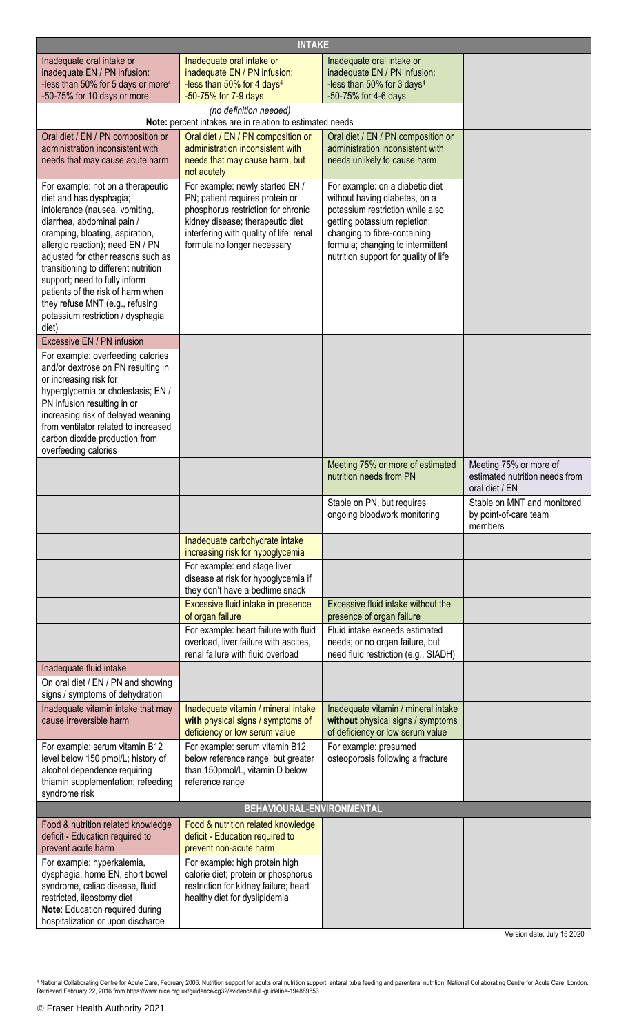| INTAKE | | | |
|---|---|---|---|
| Inadequate oral intake or inadequate EN / PN infusion:<br>-less than 50% for 5 days or more[4]<br>-50-75% for 10 days or more | Inadequate oral intake or inadequate EN / PN infusion:<br>-less than 50% for 4 days[4]<br>-50-75% for 7-9 days | Inadequate oral intake or inadequate EN / PN infusion:<br>-less than 50% for 3 days[4]<br>-50-75% for 4-6 days | |
| | *(no definition needed)*<br>**Note:** percent intakes are in relation to estimated needs | | |
| Oral diet / EN / PN composition or administration inconsistent with needs that may cause acute harm | Oral diet / EN / PN composition or administration inconsistent with needs that may cause harm, but not acutely | Oral diet / EN / PN composition or administration inconsistent with needs unlikely to cause harm | |
| For example: not on a therapeutic diet and has dysphagia; intolerance (nausea, vomiting, diarrhea, abdominal pain / cramping, bloating, aspiration, allergic reaction); need EN / PN adjusted for other reasons such as transitioning to different nutrition support; need to fully inform patients of the risk of harm when they refuse MNT (e.g., refusing potassium restriction / dysphagia diet) | For example: newly started EN / PN; patient requires protein or phosphorus restriction for chronic kidney disease; therapeutic diet interfering with quality of life; renal formula no longer necessary | For example: on a diabetic diet without having diabetes, on a potassium restriction while also getting potassium repletion; changing to fibre-containing formula; changing to intermittent nutrition support for quality of life | |
| Excessive EN / PN infusion | | | |
| For example: overfeeding calories and/or dextrose on PN resulting in or increasing risk for hyperglycemia or cholestasis; EN / PN infusion resulting in or increasing risk of delayed weaning from ventilator related to increased carbon dioxide production from overfeeding calories | | | |
| | | Meeting 75% or more of estimated nutrition needs from PN | Meeting 75% or more of estimated nutrition needs from oral diet / EN |
| | | Stable on PN, but requires ongoing bloodwork monitoring | Stable on MNT and monitored by point-of-care team members |
| | Inadequate carbohydrate intake increasing risk for hypoglycemia | | |
| | For example: end stage liver disease at risk for hypoglycemia if they don't have a bedtime snack | | |
| | Excessive fluid intake in presence of organ failure | Excessive fluid intake without the presence of organ failure | |
| | For example: heart failure with fluid overload, liver failure with ascites, renal failure with fluid overload | Fluid intake exceeds estimated needs; or no organ failure, but need fluid restriction (e.g., SIADH) | |
| Inadequate fluid intake | | | |
| On oral diet / EN / PN and showing signs / symptoms of dehydration | | | |
| Inadequate vitamin intake that may cause irreversible harm | Inadequate vitamin / mineral intake **with** physical signs / symptoms of deficiency or low serum value | Inadequate vitamin / mineral intake **without** physical signs / symptoms of deficiency or low serum value | |
| For example: serum vitamin B12 level below 150 pmol/L; history of alcohol dependence requiring thiamin supplementation; refeeding syndrome risk | For example: serum vitamin B12 below reference range, but greater than 150pmol/L, vitamin D below reference range | For example: presumed osteoporosis following a fracture | |
| BEHAVIOURAL-ENVIRONMENTAL | | | |
| Food & nutrition related knowledge deficit - Education required to prevent acute harm | Food & nutrition related knowledge deficit - Education required to prevent non-acute harm | | |
| For example: hyperkalemia, dysphagia, home EN, short bowel syndrome, celiac disease, fluid restricted, ileostomy diet<br>**Note**: Education required during hospitalization or upon discharge | For example: high protein high calorie diet; protein or phosphorus restriction for kidney failure; heart healthy diet for dyslipidemia | | |

Version date: July 15 2020

[4] National Collaborating Centre for Acute Care, February 2006. Nutrition support for adults oral nutrition support, enteral tube feeding and parenteral nutrition. National Collaborating Centre for Acute Care, London. Retrieved February 22, 2016 from https://www.nice.org.uk/guidance/cg32/evidence/full-guideline-194889853

© Fraser Health Authority 2021